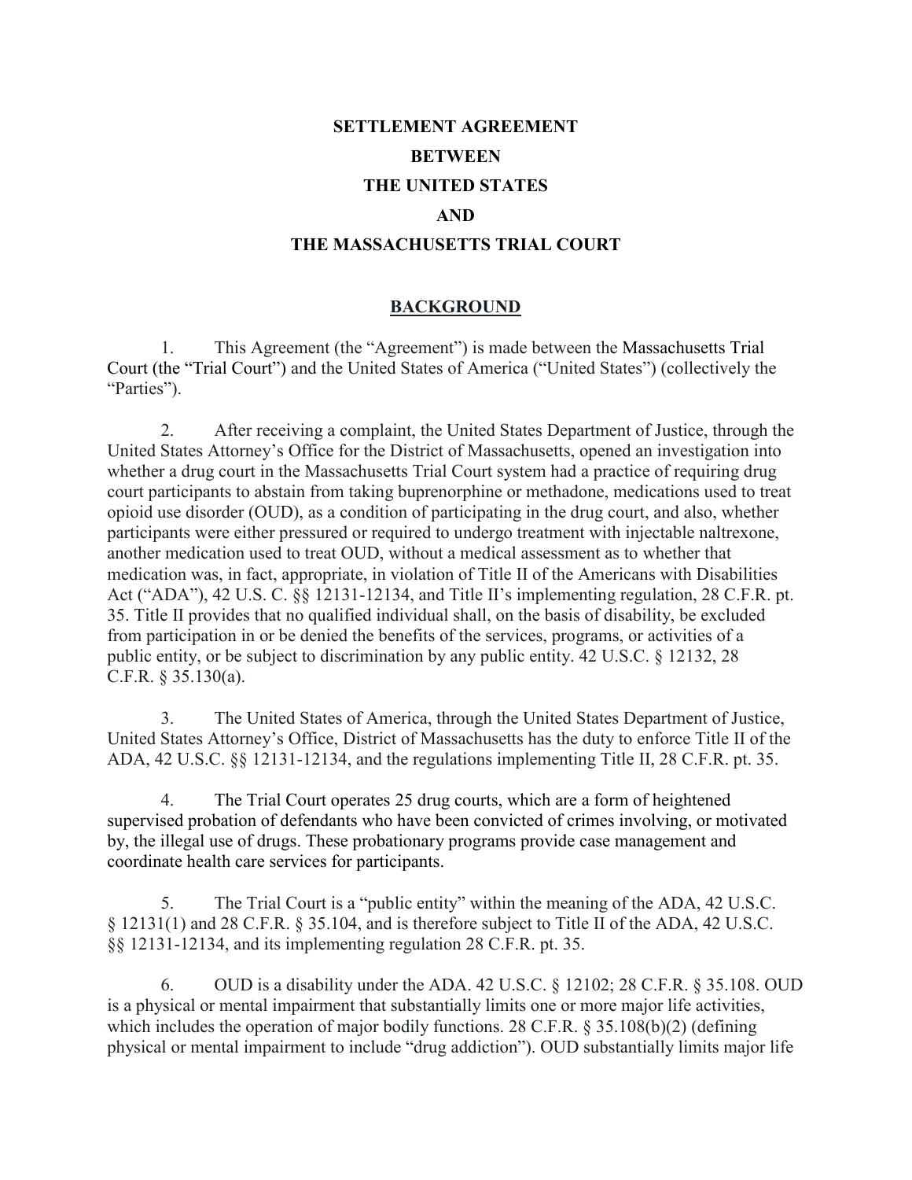# SETTLEMENT AGREEMENT
# BETWEEN
# THE UNITED STATES
# AND
# THE MASSACHUSETTS TRIAL COURT

## BACKGROUND

1. This Agreement (the "Agreement") is made between the Massachusetts Trial Court (the "Trial Court") and the United States of America ("United States") (collectively the "Parties").

2. After receiving a complaint, the United States Department of Justice, through the United States Attorney's Office for the District of Massachusetts, opened an investigation into whether a drug court in the Massachusetts Trial Court system had a practice of requiring drug court participants to abstain from taking buprenorphine or methadone, medications used to treat opioid use disorder (OUD), as a condition of participating in the drug court, and also, whether participants were either pressured or required to undergo treatment with injectable naltrexone, another medication used to treat OUD, without a medical assessment as to whether that medication was, in fact, appropriate, in violation of Title II of the Americans with Disabilities Act ("ADA"), 42 U.S. C. §§ 12131-12134, and Title II's implementing regulation, 28 C.F.R. pt. 35. Title II provides that no qualified individual shall, on the basis of disability, be excluded from participation in or be denied the benefits of the services, programs, or activities of a public entity, or be subject to discrimination by any public entity. 42 U.S.C. § 12132, 28 C.F.R. § 35.130(a).

3. The United States of America, through the United States Department of Justice, United States Attorney's Office, District of Massachusetts has the duty to enforce Title II of the ADA, 42 U.S.C. §§ 12131-12134, and the regulations implementing Title II, 28 C.F.R. pt. 35.

4. The Trial Court operates 25 drug courts, which are a form of heightened supervised probation of defendants who have been convicted of crimes involving, or motivated by, the illegal use of drugs. These probationary programs provide case management and coordinate health care services for participants.

5. The Trial Court is a "public entity" within the meaning of the ADA, 42 U.S.C. § 12131(1) and 28 C.F.R. § 35.104, and is therefore subject to Title II of the ADA, 42 U.S.C. §§ 12131-12134, and its implementing regulation 28 C.F.R. pt. 35.

6. OUD is a disability under the ADA. 42 U.S.C. § 12102; 28 C.F.R. § 35.108. OUD is a physical or mental impairment that substantially limits one or more major life activities, which includes the operation of major bodily functions. 28 C.F.R. § 35.108(b)(2) (defining physical or mental impairment to include "drug addiction"). OUD substantially limits major life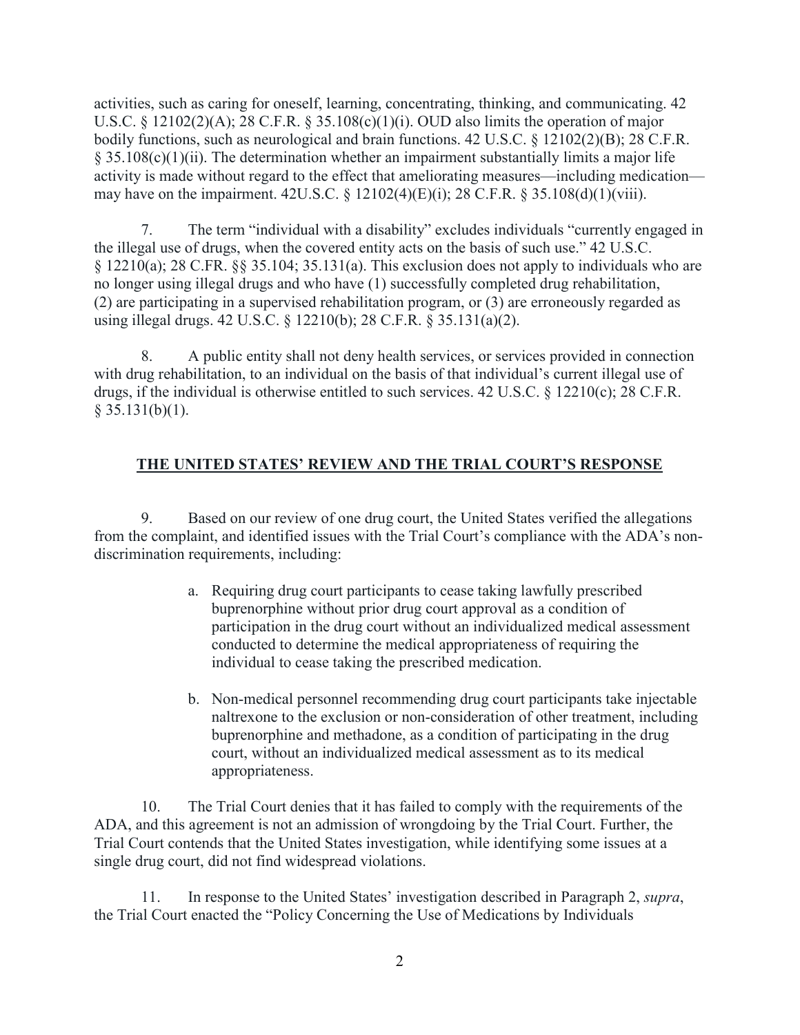activities, such as caring for oneself, learning, concentrating, thinking, and communicating. 42 U.S.C. § 12102(2)(A); 28 C.F.R. § 35.108(c)(1)(i). OUD also limits the operation of major bodily functions, such as neurological and brain functions. 42 U.S.C. § 12102(2)(B); 28 C.F.R. § 35.108(c)(1)(ii). The determination whether an impairment substantially limits a major life activity is made without regard to the effect that ameliorating measures—including medication—may have on the impairment. 42U.S.C. § 12102(4)(E)(i); 28 C.F.R. § 35.108(d)(1)(viii).

7. The term "individual with a disability" excludes individuals "currently engaged in the illegal use of drugs, when the covered entity acts on the basis of such use." 42 U.S.C. § 12210(a); 28 C.FR. §§ 35.104; 35.131(a). This exclusion does not apply to individuals who are no longer using illegal drugs and who have (1) successfully completed drug rehabilitation, (2) are participating in a supervised rehabilitation program, or (3) are erroneously regarded as using illegal drugs. 42 U.S.C. § 12210(b); 28 C.F.R. § 35.131(a)(2).

8. A public entity shall not deny health services, or services provided in connection with drug rehabilitation, to an individual on the basis of that individual's current illegal use of drugs, if the individual is otherwise entitled to such services. 42 U.S.C. § 12210(c); 28 C.F.R. § 35.131(b)(1).

## THE UNITED STATES' REVIEW AND THE TRIAL COURT'S RESPONSE

9. Based on our review of one drug court, the United States verified the allegations from the complaint, and identified issues with the Trial Court's compliance with the ADA's non-discrimination requirements, including:

   a. Requiring drug court participants to cease taking lawfully prescribed buprenorphine without prior drug court approval as a condition of participation in the drug court without an individualized medical assessment conducted to determine the medical appropriateness of requiring the individual to cease taking the prescribed medication.

   b. Non-medical personnel recommending drug court participants take injectable naltrexone to the exclusion or non-consideration of other treatment, including buprenorphine and methadone, as a condition of participating in the drug court, without an individualized medical assessment as to its medical appropriateness.

10. The Trial Court denies that it has failed to comply with the requirements of the ADA, and this agreement is not an admission of wrongdoing by the Trial Court. Further, the Trial Court contends that the United States investigation, while identifying some issues at a single drug court, did not find widespread violations.

11. In response to the United States' investigation described in Paragraph 2, *supra*, the Trial Court enacted the "Policy Concerning the Use of Medications by Individuals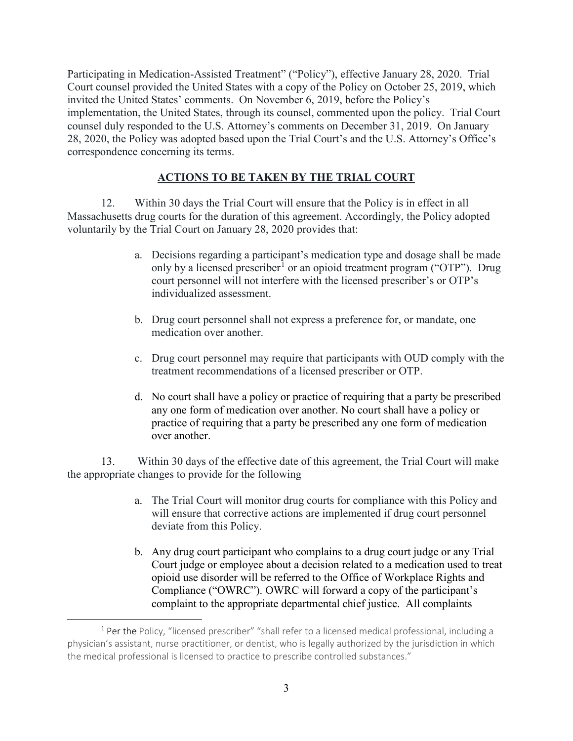Participating in Medication-Assisted Treatment" ("Policy"), effective January 28, 2020. Trial Court counsel provided the United States with a copy of the Policy on October 25, 2019, which invited the United States' comments. On November 6, 2019, before the Policy's implementation, the United States, through its counsel, commented upon the policy. Trial Court counsel duly responded to the U.S. Attorney's comments on December 31, 2019. On January 28, 2020, the Policy was adopted based upon the Trial Court's and the U.S. Attorney's Office's correspondence concerning its terms.

## ACTIONS TO BE TAKEN BY THE TRIAL COURT

12. Within 30 days the Trial Court will ensure that the Policy is in effect in all Massachusetts drug courts for the duration of this agreement. Accordingly, the Policy adopted voluntarily by the Trial Court on January 28, 2020 provides that:

a. Decisions regarding a participant's medication type and dosage shall be made only by a licensed prescriber[1] or an opioid treatment program ("OTP"). Drug court personnel will not interfere with the licensed prescriber's or OTP's individualized assessment.

b. Drug court personnel shall not express a preference for, or mandate, one medication over another.

c. Drug court personnel may require that participants with OUD comply with the treatment recommendations of a licensed prescriber or OTP.

d. No court shall have a policy or practice of requiring that a party be prescribed any one form of medication over another. No court shall have a policy or practice of requiring that a party be prescribed any one form of medication over another.

13. Within 30 days of the effective date of this agreement, the Trial Court will make the appropriate changes to provide for the following

a. The Trial Court will monitor drug courts for compliance with this Policy and will ensure that corrective actions are implemented if drug court personnel deviate from this Policy.

b. Any drug court participant who complains to a drug court judge or any Trial Court judge or employee about a decision related to a medication used to treat opioid use disorder will be referred to the Office of Workplace Rights and Compliance ("OWRC"). OWRC will forward a copy of the participant's complaint to the appropriate departmental chief justice. All complaints

[1] Per the Policy, "licensed prescriber" "shall refer to a licensed medical professional, including a physician's assistant, nurse practitioner, or dentist, who is legally authorized by the jurisdiction in which the medical professional is licensed to practice to prescribe controlled substances."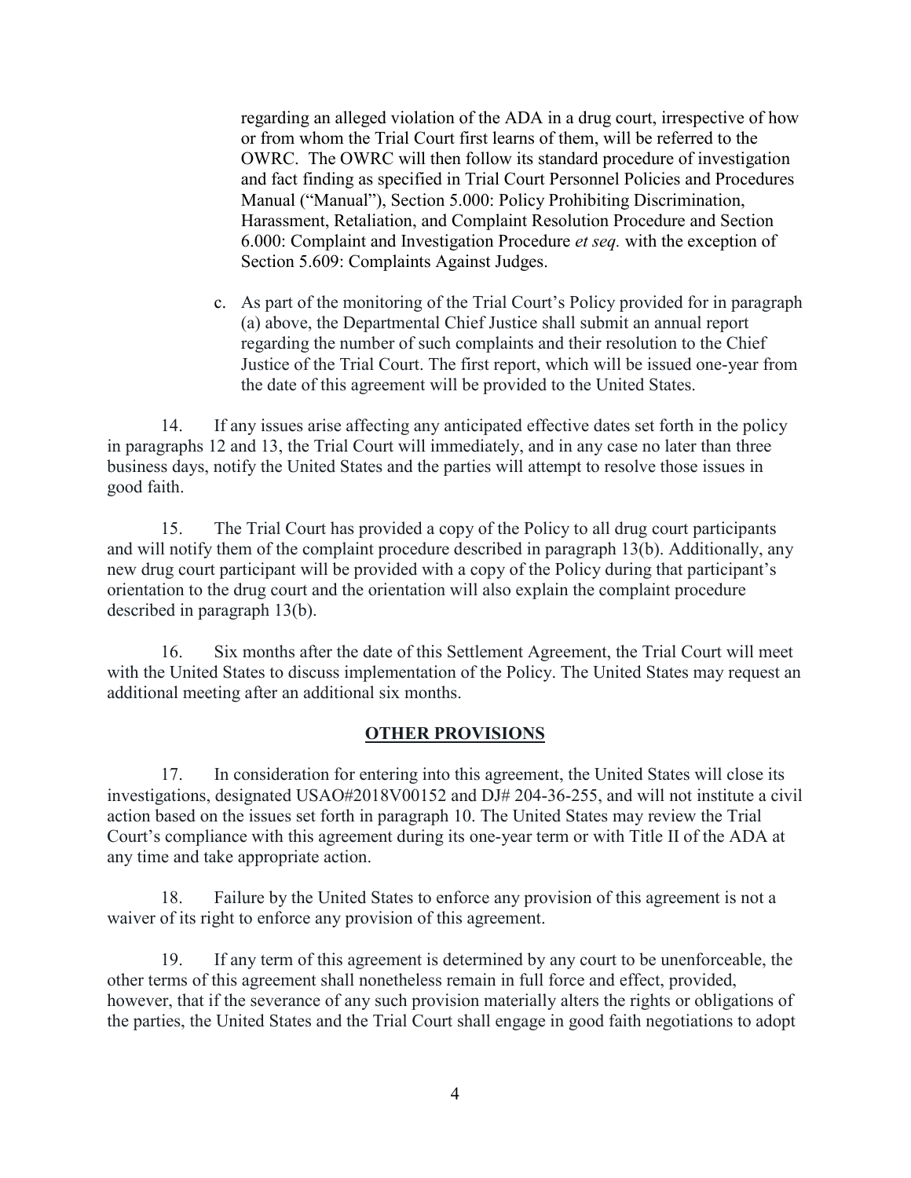regarding an alleged violation of the ADA in a drug court, irrespective of how or from whom the Trial Court first learns of them, will be referred to the OWRC. The OWRC will then follow its standard procedure of investigation and fact finding as specified in Trial Court Personnel Policies and Procedures Manual ("Manual"), Section 5.000: Policy Prohibiting Discrimination, Harassment, Retaliation, and Complaint Resolution Procedure and Section 6.000: Complaint and Investigation Procedure *et seq.* with the exception of Section 5.609: Complaints Against Judges.

c. As part of the monitoring of the Trial Court's Policy provided for in paragraph (a) above, the Departmental Chief Justice shall submit an annual report regarding the number of such complaints and their resolution to the Chief Justice of the Trial Court. The first report, which will be issued one-year from the date of this agreement will be provided to the United States.

14. If any issues arise affecting any anticipated effective dates set forth in the policy in paragraphs 12 and 13, the Trial Court will immediately, and in any case no later than three business days, notify the United States and the parties will attempt to resolve those issues in good faith.

15. The Trial Court has provided a copy of the Policy to all drug court participants and will notify them of the complaint procedure described in paragraph 13(b). Additionally, any new drug court participant will be provided with a copy of the Policy during that participant's orientation to the drug court and the orientation will also explain the complaint procedure described in paragraph 13(b).

16. Six months after the date of this Settlement Agreement, the Trial Court will meet with the United States to discuss implementation of the Policy. The United States may request an additional meeting after an additional six months.

## OTHER PROVISIONS

17. In consideration for entering into this agreement, the United States will close its investigations, designated USAO#2018V00152 and DJ# 204-36-255, and will not institute a civil action based on the issues set forth in paragraph 10. The United States may review the Trial Court's compliance with this agreement during its one-year term or with Title II of the ADA at any time and take appropriate action.

18. Failure by the United States to enforce any provision of this agreement is not a waiver of its right to enforce any provision of this agreement.

19. If any term of this agreement is determined by any court to be unenforceable, the other terms of this agreement shall nonetheless remain in full force and effect, provided, however, that if the severance of any such provision materially alters the rights or obligations of the parties, the United States and the Trial Court shall engage in good faith negotiations to adopt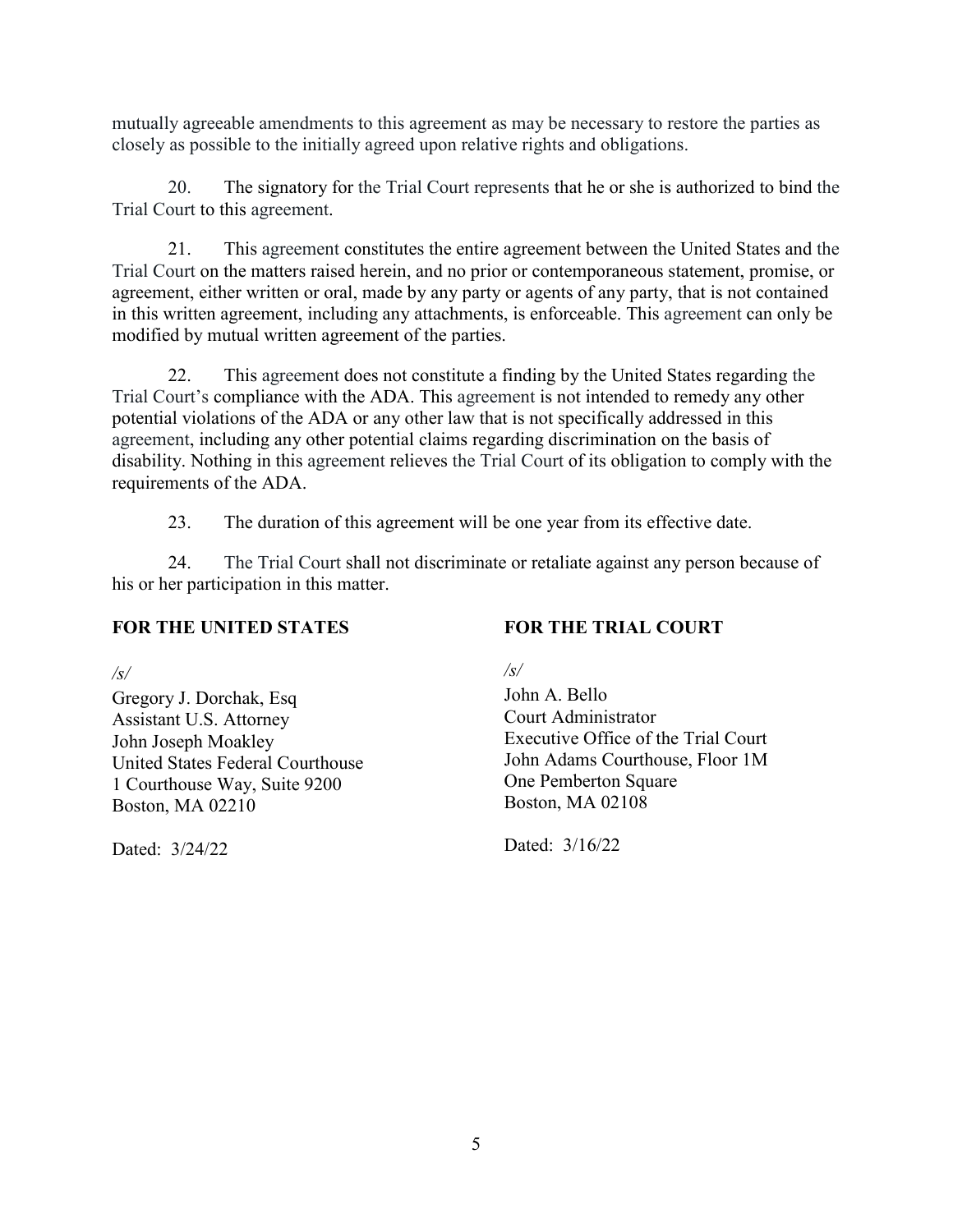mutually agreeable amendments to this agreement as may be necessary to restore the parties as closely as possible to the initially agreed upon relative rights and obligations.

20. The signatory for the Trial Court represents that he or she is authorized to bind the Trial Court to this agreement.

21. This agreement constitutes the entire agreement between the United States and the Trial Court on the matters raised herein, and no prior or contemporaneous statement, promise, or agreement, either written or oral, made by any party or agents of any party, that is not contained in this written agreement, including any attachments, is enforceable. This agreement can only be modified by mutual written agreement of the parties.

22. This agreement does not constitute a finding by the United States regarding the Trial Court's compliance with the ADA. This agreement is not intended to remedy any other potential violations of the ADA or any other law that is not specifically addressed in this agreement, including any other potential claims regarding discrimination on the basis of disability. Nothing in this agreement relieves the Trial Court of its obligation to comply with the requirements of the ADA.

23. The duration of this agreement will be one year from its effective date.

24. The Trial Court shall not discriminate or retaliate against any person because of his or her participation in this matter.

**FOR THE UNITED STATES**

*/s/*

Gregory J. Dorchak, Esq
Assistant U.S. Attorney
John Joseph Moakley
United States Federal Courthouse
1 Courthouse Way, Suite 9200
Boston, MA 02210

Dated: 3/24/22

**FOR THE TRIAL COURT**

*/s/*

John A. Bello
Court Administrator
Executive Office of the Trial Court
John Adams Courthouse, Floor 1M
One Pemberton Square
Boston, MA 02108

Dated: 3/16/22